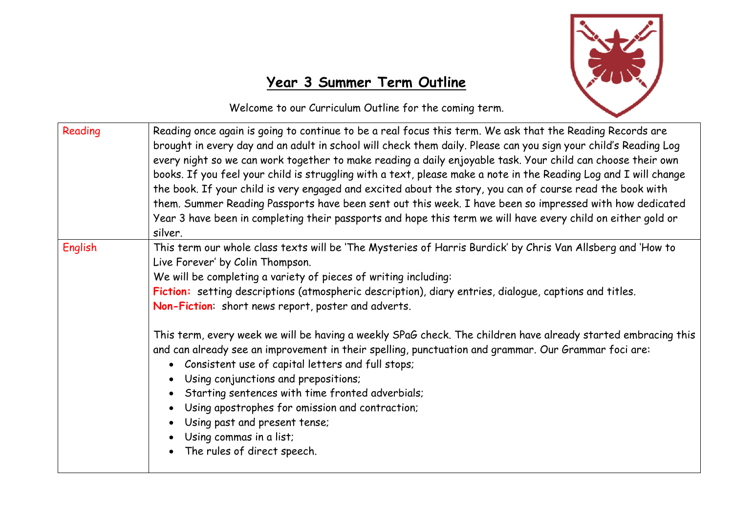# Year 3 Summer Term Outline

Welcome to our Curriculum Outline for the coming term.

| | |
|---|---|
| Reading | Reading once again is going to continue to be a real focus this term. We ask that the Reading Records are brought in every day and an adult in school will check them daily. Please can you sign your child's Reading Log every night so we can work together to make reading a daily enjoyable task. Your child can choose their own books. If you feel your child is struggling with a text, please make a note in the Reading Log and I will change the book. If your child is very engaged and excited about the story, you can of course read the book with them. Summer Reading Passports have been sent out this week. I have been so impressed with how dedicated Year 3 have been in completing their passports and hope this term we will have every child on either gold or silver. |
| English | This term our whole class texts will be 'The Mysteries of Harris Burdick' by Chris Van Allsberg and 'How to Live Forever' by Colin Thompson.<br>We will be completing a variety of pieces of writing including:<br>**Fiction:** setting descriptions (atmospheric description), diary entries, dialogue, captions and titles.<br>**Non-Fiction**: short news report, poster and adverts.<br><br>This term, every week we will be having a weekly SPaG check. The children have already started embracing this and can already see an improvement in their spelling, punctuation and grammar. Our Grammar foci are:<br>• Consistent use of capital letters and full stops;<br>• Using conjunctions and prepositions;<br>• Starting sentences with time fronted adverbials;<br>• Using apostrophes for omission and contraction;<br>• Using past and present tense;<br>• Using commas in a list;<br>• The rules of direct speech. |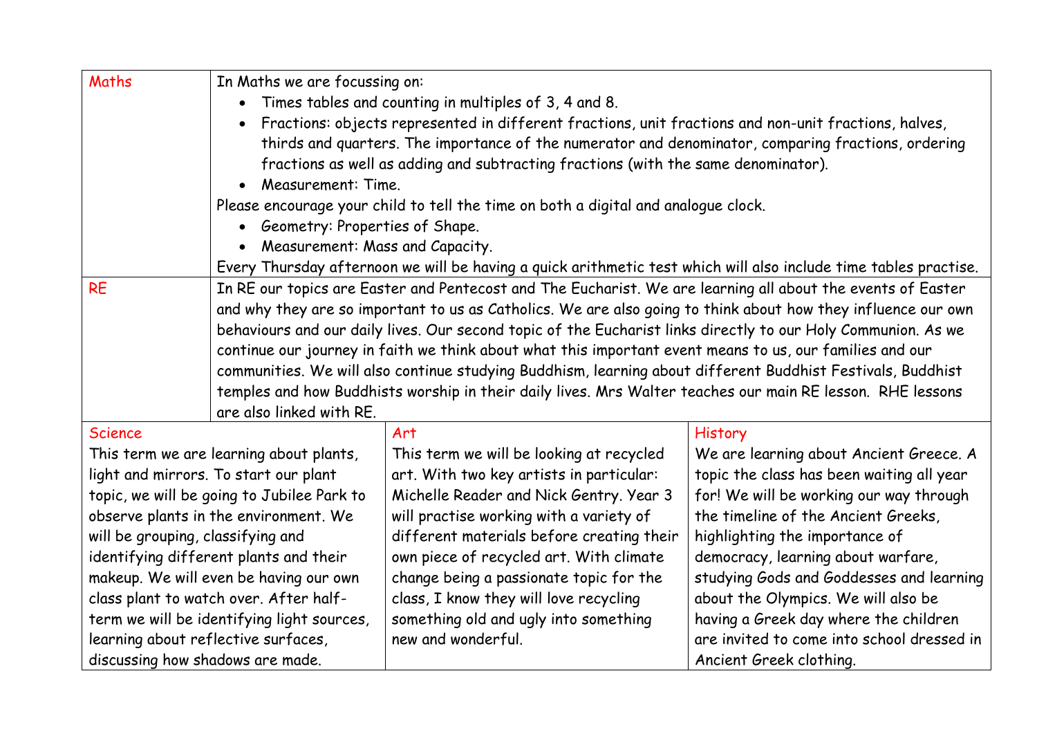| Maths | In Maths we are focussing on:<br>• Times tables and counting in multiples of 3, 4 and 8.<br>• Fractions: objects represented in different fractions, unit fractions and non-unit fractions, halves, thirds and quarters. The importance of the numerator and denominator, comparing fractions, ordering fractions as well as adding and subtracting fractions (with the same denominator).<br>• Measurement: Time.<br>Please encourage your child to tell the time on both a digital and analogue clock.<br>• Geometry: Properties of Shape.<br>• Measurement: Mass and Capacity.<br>Every Thursday afternoon we will be having a quick arithmetic test which will also include time tables practise. |
|---|---|
| RE | In RE our topics are Easter and Pentecost and The Eucharist. We are learning all about the events of Easter and why they are so important to us as Catholics. We are also going to think about how they influence our own behaviours and our daily lives. Our second topic of the Eucharist links directly to our Holy Communion. As we continue our journey in faith we think about what this important event means to us, our families and our communities. We will also continue studying Buddhism, learning about different Buddhist Festivals, Buddhist temples and how Buddhists worship in their daily lives. Mrs Walter teaches our main RE lesson. RHE lessons are also linked with RE. |

| Science | Art | History |
|---|---|---|
| This term we are learning about plants, light and mirrors. To start our plant topic, we will be going to Jubilee Park to observe plants in the environment. We will be grouping, classifying and identifying different plants and their makeup. We will even be having our own class plant to watch over. After half-term we will be identifying light sources, learning about reflective surfaces, discussing how shadows are made. | This term we will be looking at recycled art. With two key artists in particular: Michelle Reader and Nick Gentry. Year 3 will practise working with a variety of different materials before creating their own piece of recycled art. With climate change being a passionate topic for the class, I know they will love recycling something old and ugly into something new and wonderful. | We are learning about Ancient Greece. A topic the class has been waiting all year for! We will be working our way through the timeline of the Ancient Greeks, highlighting the importance of democracy, learning about warfare, studying Gods and Goddesses and learning about the Olympics. We will also be having a Greek day where the children are invited to come into school dressed in Ancient Greek clothing. |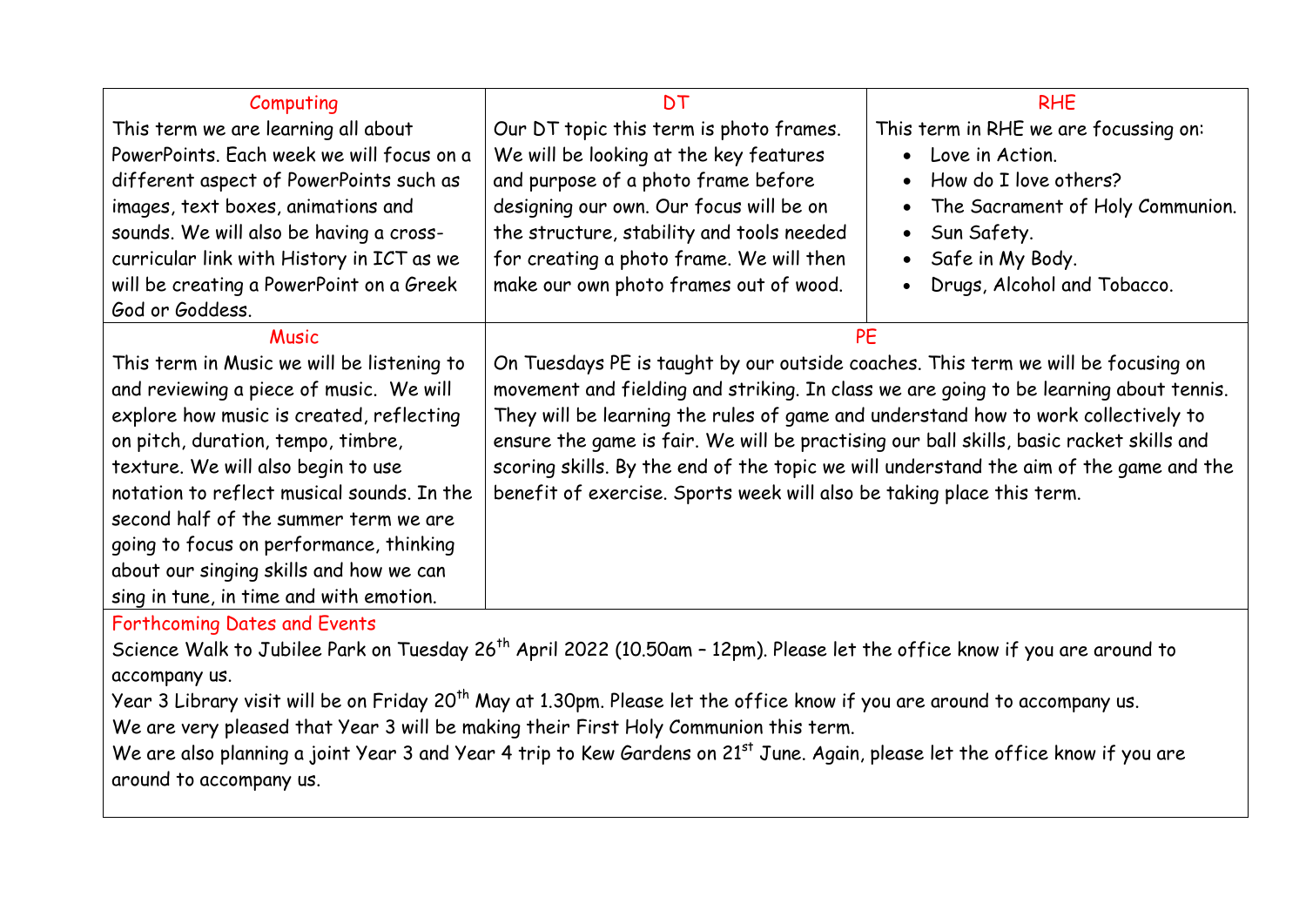## Computing

This term we are learning all about PowerPoints. Each week we will focus on a different aspect of PowerPoints such as images, text boxes, animations and sounds. We will also be having a cross-curricular link with History in ICT as we will be creating a PowerPoint on a Greek God or Goddess.

## DT

Our DT topic this term is photo frames. We will be looking at the key features and purpose of a photo frame before designing our own. Our focus will be on the structure, stability and tools needed for creating a photo frame. We will then make our own photo frames out of wood.

## RHE

This term in RHE we are focussing on:

- Love in Action.
- How do I love others?
- The Sacrament of Holy Communion.
- Sun Safety.
- Safe in My Body.
- Drugs, Alcohol and Tobacco.

## Music

This term in Music we will be listening to and reviewing a piece of music. We will explore how music is created, reflecting on pitch, duration, tempo, timbre, texture. We will also begin to use notation to reflect musical sounds. In the second half of the summer term we are going to focus on performance, thinking about our singing skills and how we can sing in tune, in time and with emotion.

## PE

On Tuesdays PE is taught by our outside coaches. This term we will be focusing on movement and fielding and striking. In class we are going to be learning about tennis. They will be learning the rules of game and understand how to work collectively to ensure the game is fair. We will be practising our ball skills, basic racket skills and scoring skills. By the end of the topic we will understand the aim of the game and the benefit of exercise. Sports week will also be taking place this term.

## Forthcoming Dates and Events

Science Walk to Jubilee Park on Tuesday 26th April 2022 (10.50am – 12pm). Please let the office know if you are around to accompany us.

Year 3 Library visit will be on Friday 20th May at 1.30pm. Please let the office know if you are around to accompany us.

We are very pleased that Year 3 will be making their First Holy Communion this term.

We are also planning a joint Year 3 and Year 4 trip to Kew Gardens on 21st June. Again, please let the office know if you are around to accompany us.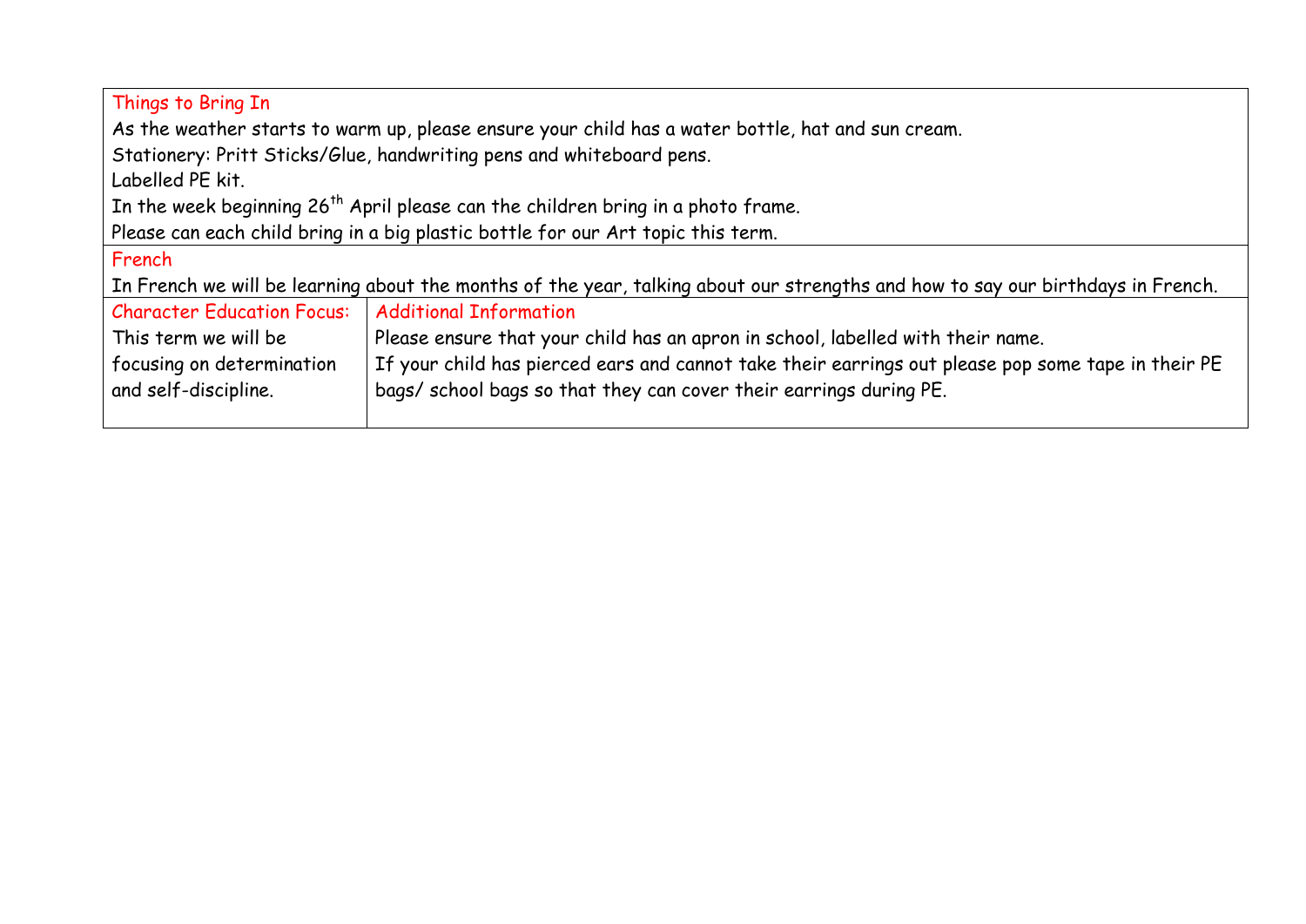| | |
|---|---|
| **Things to Bring In**<br>As the weather starts to warm up, please ensure your child has a water bottle, hat and sun cream.<br>Stationery: Pritt Sticks/Glue, handwriting pens and whiteboard pens.<br>Labelled PE kit.<br>In the week beginning 26th April please can the children bring in a photo frame.<br>Please can each child bring in a big plastic bottle for our Art topic this term. | |
| **French**<br>In French we will be learning about the months of the year, talking about our strengths and how to say our birthdays in French. | |
| **Character Education Focus:**<br>This term we will be focusing on determination and self-discipline. | **Additional Information**<br>Please ensure that your child has an apron in school, labelled with their name.<br>If your child has pierced ears and cannot take their earrings out please pop some tape in their PE bags/ school bags so that they can cover their earrings during PE. |